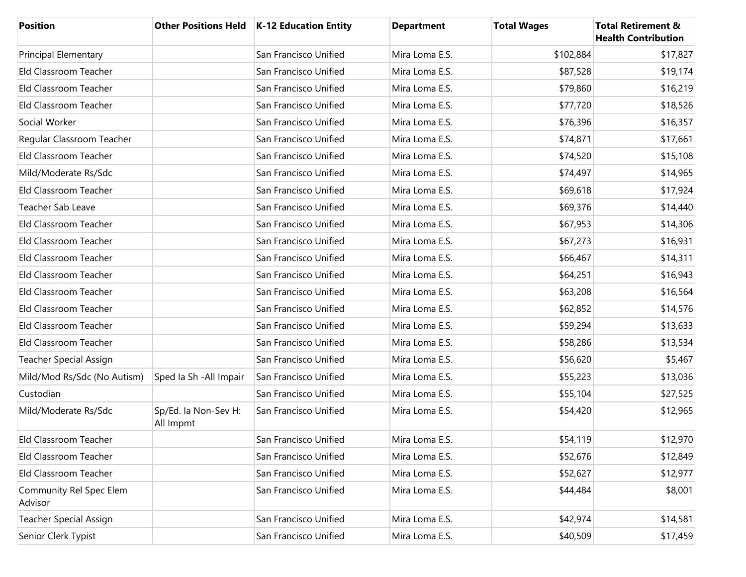| Position | Other Positions Held | K-12 Education Entity | Department | Total Wages | Total Retirement & Health Contribution |
|---|---|---|---|---|---|
| Principal Elementary | | San Francisco Unified | Mira Loma E.S. | $102,884 | $17,827 |
| Eld Classroom Teacher | | San Francisco Unified | Mira Loma E.S. | $87,528 | $19,174 |
| Eld Classroom Teacher | | San Francisco Unified | Mira Loma E.S. | $79,860 | $16,219 |
| Eld Classroom Teacher | | San Francisco Unified | Mira Loma E.S. | $77,720 | $18,526 |
| Social Worker | | San Francisco Unified | Mira Loma E.S. | $76,396 | $16,357 |
| Regular Classroom Teacher | | San Francisco Unified | Mira Loma E.S. | $74,871 | $17,661 |
| Eld Classroom Teacher | | San Francisco Unified | Mira Loma E.S. | $74,520 | $15,108 |
| Mild/Moderate Rs/Sdc | | San Francisco Unified | Mira Loma E.S. | $74,497 | $14,965 |
| Eld Classroom Teacher | | San Francisco Unified | Mira Loma E.S. | $69,618 | $17,924 |
| Teacher Sab Leave | | San Francisco Unified | Mira Loma E.S. | $69,376 | $14,440 |
| Eld Classroom Teacher | | San Francisco Unified | Mira Loma E.S. | $67,953 | $14,306 |
| Eld Classroom Teacher | | San Francisco Unified | Mira Loma E.S. | $67,273 | $16,931 |
| Eld Classroom Teacher | | San Francisco Unified | Mira Loma E.S. | $66,467 | $14,311 |
| Eld Classroom Teacher | | San Francisco Unified | Mira Loma E.S. | $64,251 | $16,943 |
| Eld Classroom Teacher | | San Francisco Unified | Mira Loma E.S. | $63,208 | $16,564 |
| Eld Classroom Teacher | | San Francisco Unified | Mira Loma E.S. | $62,852 | $14,576 |
| Eld Classroom Teacher | | San Francisco Unified | Mira Loma E.S. | $59,294 | $13,633 |
| Eld Classroom Teacher | | San Francisco Unified | Mira Loma E.S. | $58,286 | $13,534 |
| Teacher Special Assign | | San Francisco Unified | Mira Loma E.S. | $56,620 | $5,467 |
| Mild/Mod Rs/Sdc (No Autism) | Sped Ia Sh -All Impair | San Francisco Unified | Mira Loma E.S. | $55,223 | $13,036 |
| Custodian | | San Francisco Unified | Mira Loma E.S. | $55,104 | $27,525 |
| Mild/Moderate Rs/Sdc | Sp/Ed. Ia Non-Sev H: All Impmt | San Francisco Unified | Mira Loma E.S. | $54,420 | $12,965 |
| Eld Classroom Teacher | | San Francisco Unified | Mira Loma E.S. | $54,119 | $12,970 |
| Eld Classroom Teacher | | San Francisco Unified | Mira Loma E.S. | $52,676 | $12,849 |
| Eld Classroom Teacher | | San Francisco Unified | Mira Loma E.S. | $52,627 | $12,977 |
| Community Rel Spec Elem Advisor | | San Francisco Unified | Mira Loma E.S. | $44,484 | $8,001 |
| Teacher Special Assign | | San Francisco Unified | Mira Loma E.S. | $42,974 | $14,581 |
| Senior Clerk Typist | | San Francisco Unified | Mira Loma E.S. | $40,509 | $17,459 |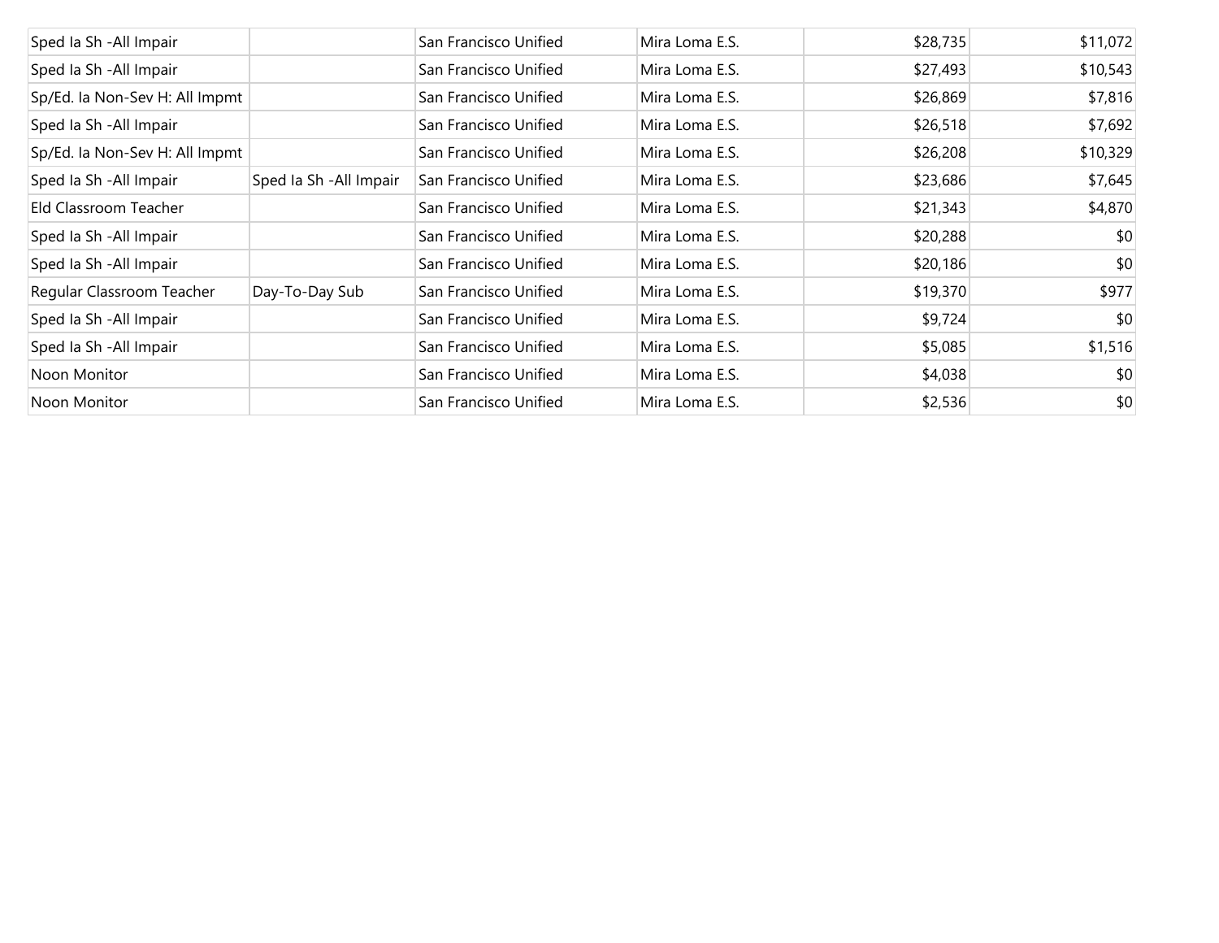| | | | | | |
|---|---|---|---|---|---|
| Sped Ia Sh -All Impair | | San Francisco Unified | Mira Loma E.S. | $28,735 | $11,072 |
| Sped Ia Sh -All Impair | | San Francisco Unified | Mira Loma E.S. | $27,493 | $10,543 |
| Sp/Ed. Ia Non-Sev H: All Impmt | | San Francisco Unified | Mira Loma E.S. | $26,869 | $7,816 |
| Sped Ia Sh -All Impair | | San Francisco Unified | Mira Loma E.S. | $26,518 | $7,692 |
| Sp/Ed. Ia Non-Sev H: All Impmt | | San Francisco Unified | Mira Loma E.S. | $26,208 | $10,329 |
| Sped Ia Sh -All Impair | Sped Ia Sh -All Impair | San Francisco Unified | Mira Loma E.S. | $23,686 | $7,645 |
| Eld Classroom Teacher | | San Francisco Unified | Mira Loma E.S. | $21,343 | $4,870 |
| Sped Ia Sh -All Impair | | San Francisco Unified | Mira Loma E.S. | $20,288 | $0 |
| Sped Ia Sh -All Impair | | San Francisco Unified | Mira Loma E.S. | $20,186 | $0 |
| Regular Classroom Teacher | Day-To-Day Sub | San Francisco Unified | Mira Loma E.S. | $19,370 | $977 |
| Sped Ia Sh -All Impair | | San Francisco Unified | Mira Loma E.S. | $9,724 | $0 |
| Sped Ia Sh -All Impair | | San Francisco Unified | Mira Loma E.S. | $5,085 | $1,516 |
| Noon Monitor | | San Francisco Unified | Mira Loma E.S. | $4,038 | $0 |
| Noon Monitor | | San Francisco Unified | Mira Loma E.S. | $2,536 | $0 |